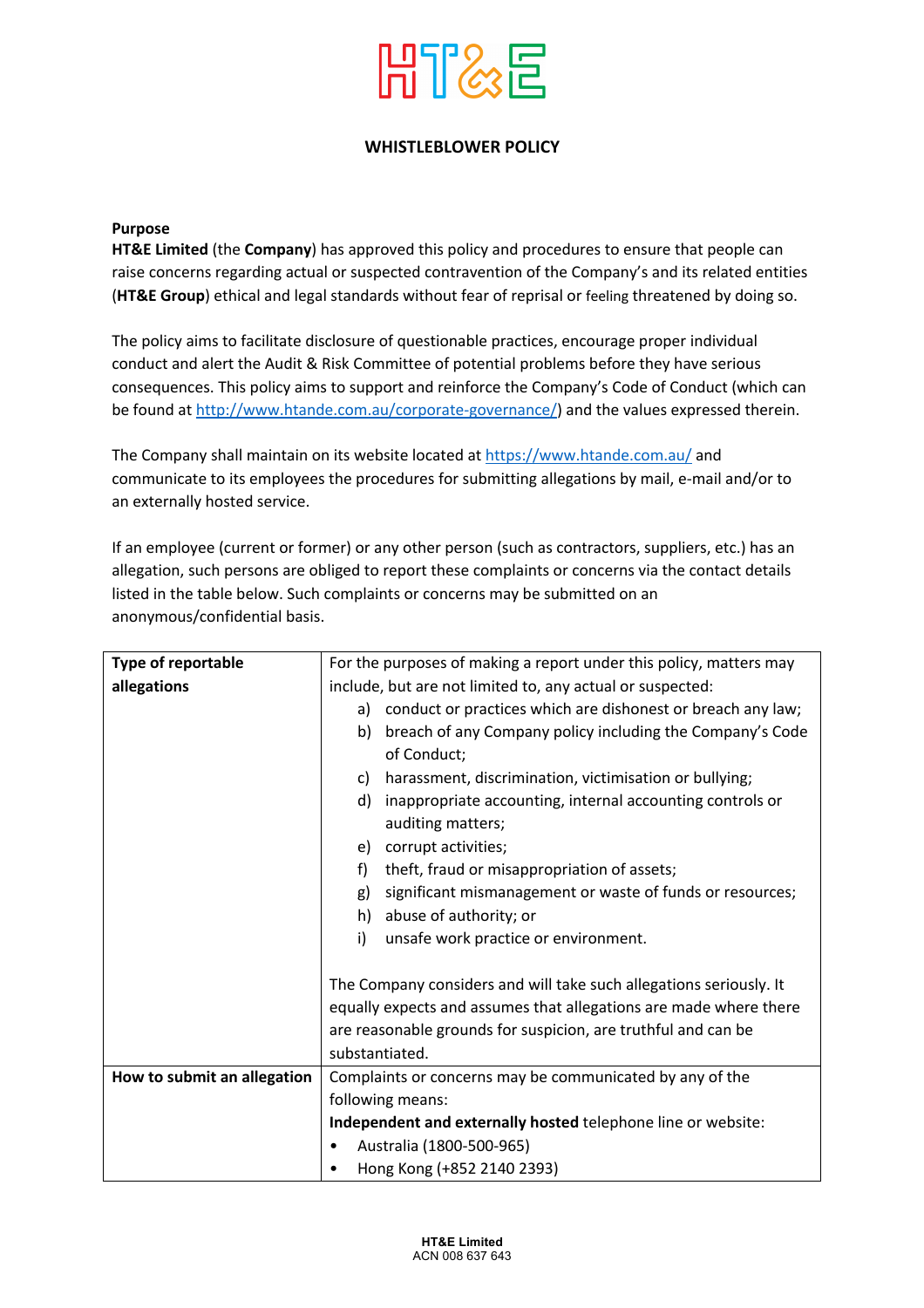# WHISTLEBLOWER POLICY

**Purpose**

**HT&E Limited** (the **Company**) has approved this policy and procedures to ensure that people can raise concerns regarding actual or suspected contravention of the Company's and its related entities (**HT&E Group**) ethical and legal standards without fear of reprisal or feeling threatened by doing so.

The policy aims to facilitate disclosure of questionable practices, encourage proper individual conduct and alert the Audit & Risk Committee of potential problems before they have serious consequences. This policy aims to support and reinforce the Company's Code of Conduct (which can be found at http://www.htande.com.au/corporate-governance/) and the values expressed therein.

The Company shall maintain on its website located at https://www.htande.com.au/ and communicate to its employees the procedures for submitting allegations by mail, e-mail and/or to an externally hosted service.

If an employee (current or former) or any other person (such as contractors, suppliers, etc.) has an allegation, such persons are obliged to report these complaints or concerns via the contact details listed in the table below. Such complaints or concerns may be submitted on an anonymous/confidential basis.

| | |
|---|---|
| **Type of reportable allegations** | For the purposes of making a report under this policy, matters may include, but are not limited to, any actual or suspected:<br>a) conduct or practices which are dishonest or breach any law;<br>b) breach of any Company policy including the Company's Code of Conduct;<br>c) harassment, discrimination, victimisation or bullying;<br>d) inappropriate accounting, internal accounting controls or auditing matters;<br>e) corrupt activities;<br>f) theft, fraud or misappropriation of assets;<br>g) significant mismanagement or waste of funds or resources;<br>h) abuse of authority; or<br>i) unsafe work practice or environment.<br><br>The Company considers and will take such allegations seriously. It equally expects and assumes that allegations are made where there are reasonable grounds for suspicion, are truthful and can be substantiated. |
| **How to submit an allegation** | Complaints or concerns may be communicated by any of the following means:<br>**Independent and externally hosted** telephone line or website:<br>• Australia (1800-500-965)<br>• Hong Kong (+852 2140 2393) |

**HT&E Limited**
ACN 008 637 643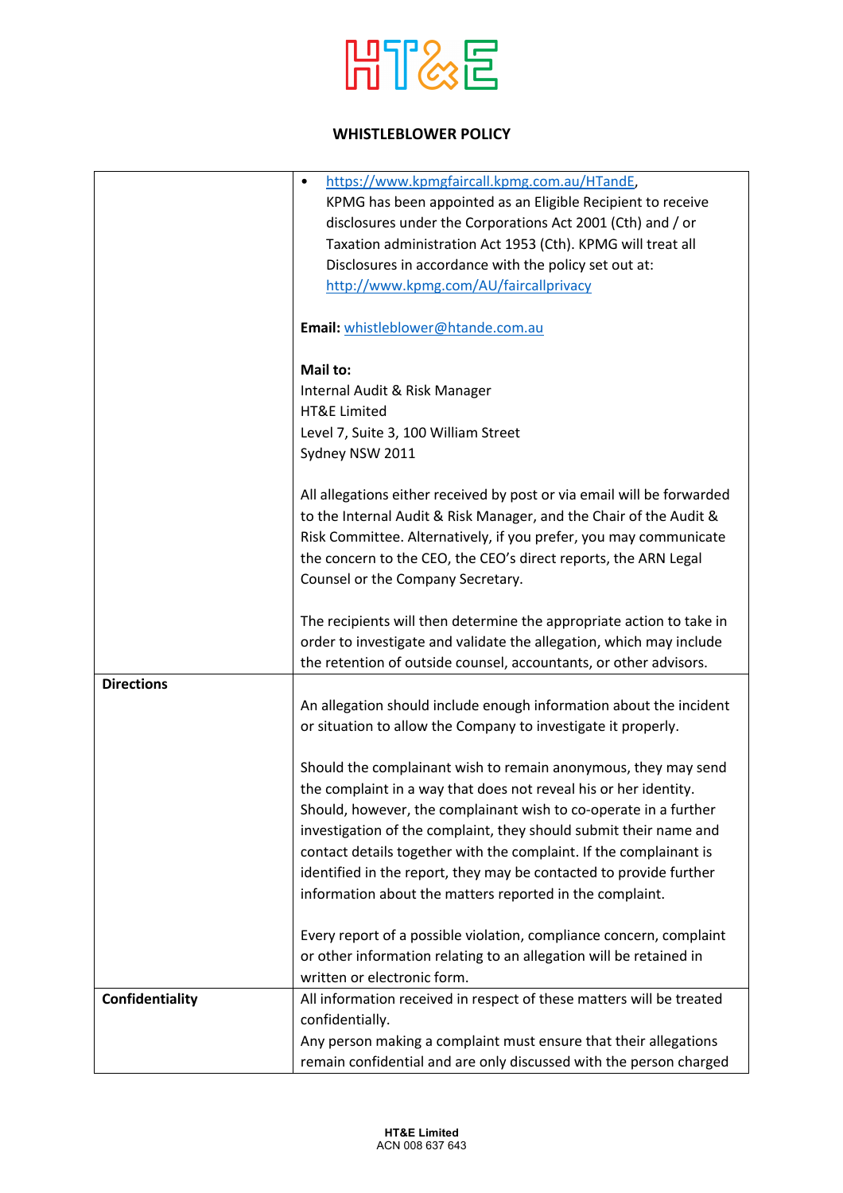**WHISTLEBLOWER POLICY**

| | |
|---|---|
| | • https://www.kpmgfaircall.kpmg.com.au/HTandE, KPMG has been appointed as an Eligible Recipient to receive disclosures under the Corporations Act 2001 (Cth) and / or Taxation administration Act 1953 (Cth). KPMG will treat all Disclosures in accordance with the policy set out at: http://www.kpmg.com/AU/faircallprivacy<br><br>**Email:** whistleblower@htande.com.au<br><br>**Mail to:**<br>Internal Audit & Risk Manager<br>HT&E Limited<br>Level 7, Suite 3, 100 William Street<br>Sydney NSW 2011<br><br>All allegations either received by post or via email will be forwarded to the Internal Audit & Risk Manager, and the Chair of the Audit & Risk Committee. Alternatively, if you prefer, you may communicate the concern to the CEO, the CEO's direct reports, the ARN Legal Counsel or the Company Secretary.<br><br>The recipients will then determine the appropriate action to take in order to investigate and validate the allegation, which may include the retention of outside counsel, accountants, or other advisors. |
| **Directions** | An allegation should include enough information about the incident or situation to allow the Company to investigate it properly.<br><br>Should the complainant wish to remain anonymous, they may send the complaint in a way that does not reveal his or her identity. Should, however, the complainant wish to co-operate in a further investigation of the complaint, they should submit their name and contact details together with the complaint. If the complainant is identified in the report, they may be contacted to provide further information about the matters reported in the complaint.<br><br>Every report of a possible violation, compliance concern, complaint or other information relating to an allegation will be retained in written or electronic form. |
| **Confidentiality** | All information received in respect of these matters will be treated confidentially.<br>Any person making a complaint must ensure that their allegations remain confidential and are only discussed with the person charged |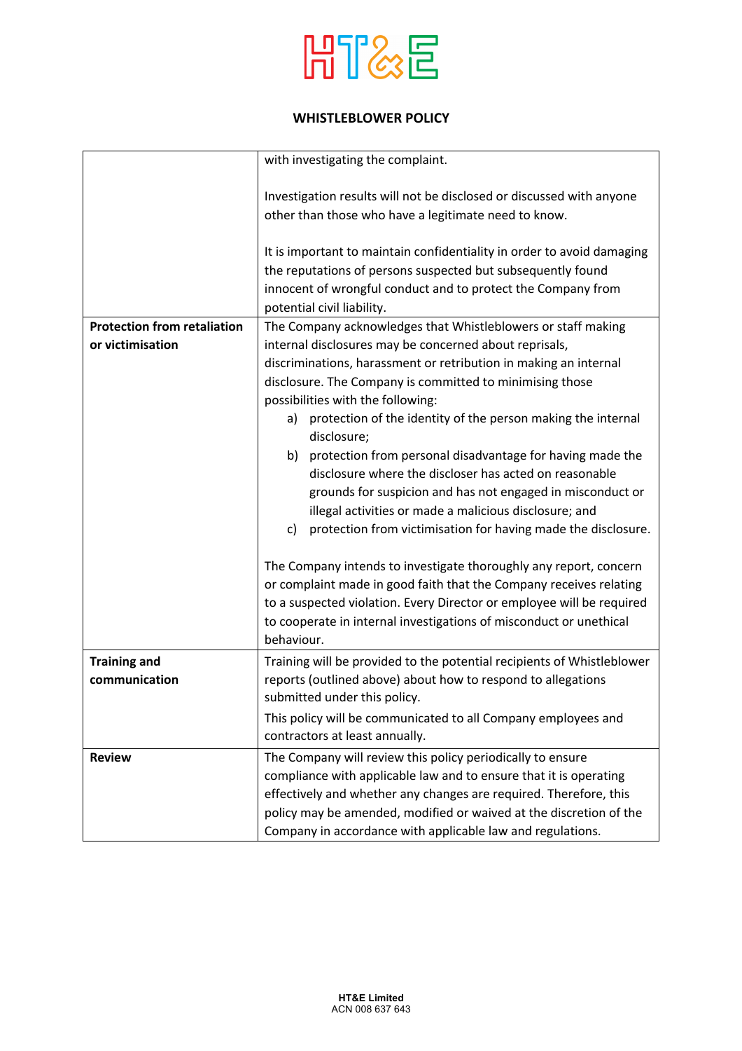| | |
|---|---|
| | with investigating the complaint.<br><br>Investigation results will not be disclosed or discussed with anyone other than those who have a legitimate need to know.<br><br>It is important to maintain confidentiality in order to avoid damaging the reputations of persons suspected but subsequently found innocent of wrongful conduct and to protect the Company from potential civil liability. |
| **Protection from retaliation or victimisation** | The Company acknowledges that Whistleblowers or staff making internal disclosures may be concerned about reprisals, discriminations, harassment or retribution in making an internal disclosure. The Company is committed to minimising those possibilities with the following:<br>a) protection of the identity of the person making the internal disclosure;<br>b) protection from personal disadvantage for having made the disclosure where the discloser has acted on reasonable grounds for suspicion and has not engaged in misconduct or illegal activities or made a malicious disclosure; and<br>c) protection from victimisation for having made the disclosure.<br><br>The Company intends to investigate thoroughly any report, concern or complaint made in good faith that the Company receives relating to a suspected violation. Every Director or employee will be required to cooperate in internal investigations of misconduct or unethical behaviour. |
| **Training and communication** | Training will be provided to the potential recipients of Whistleblower reports (outlined above) about how to respond to allegations submitted under this policy.<br><br>This policy will be communicated to all Company employees and contractors at least annually. |
| **Review** | The Company will review this policy periodically to ensure compliance with applicable law and to ensure that it is operating effectively and whether any changes are required. Therefore, this policy may be amended, modified or waived at the discretion of the Company in accordance with applicable law and regulations. |